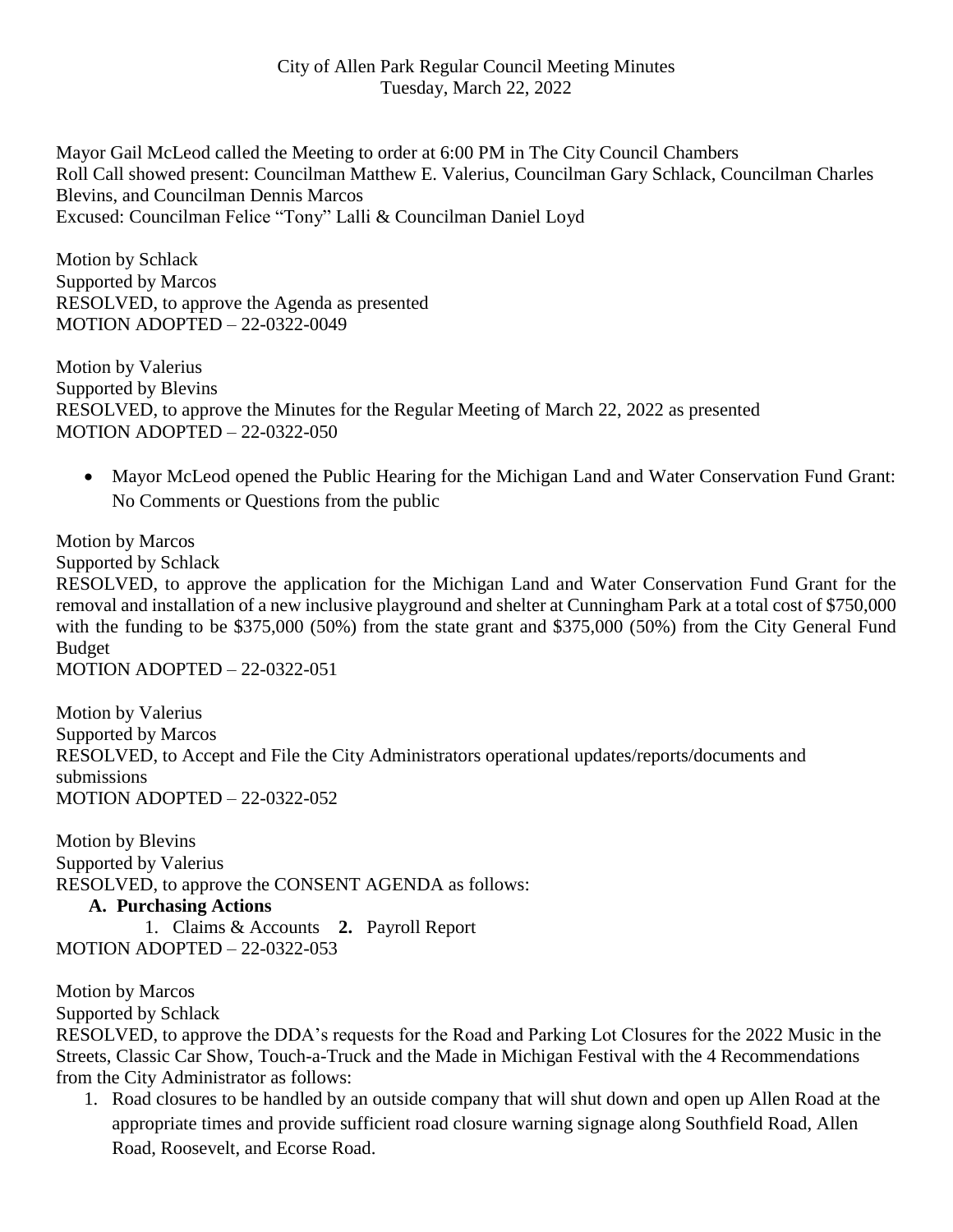City of Allen Park Regular Council Meeting Minutes
Tuesday, March 22, 2022

Mayor Gail McLeod called the Meeting to order at 6:00 PM in The City Council Chambers
Roll Call showed present: Councilman Matthew E. Valerius, Councilman Gary Schlack, Councilman Charles Blevins, and Councilman Dennis Marcos
Excused: Councilman Felice "Tony" Lalli & Councilman Daniel Loyd

Motion by Schlack
Supported by Marcos
RESOLVED, to approve the Agenda as presented
MOTION ADOPTED – 22-0322-0049

Motion by Valerius
Supported by Blevins
RESOLVED, to approve the Minutes for the Regular Meeting of March 22, 2022 as presented
MOTION ADOPTED – 22-0322-050

- Mayor McLeod opened the Public Hearing for the Michigan Land and Water Conservation Fund Grant: No Comments or Questions from the public

Motion by Marcos
Supported by Schlack
RESOLVED, to approve the application for the Michigan Land and Water Conservation Fund Grant for the removal and installation of a new inclusive playground and shelter at Cunningham Park at a total cost of $750,000 with the funding to be $375,000 (50%) from the state grant and $375,000 (50%) from the City General Fund Budget
MOTION ADOPTED – 22-0322-051

Motion by Valerius
Supported by Marcos
RESOLVED, to Accept and File the City Administrators operational updates/reports/documents and submissions
MOTION ADOPTED – 22-0322-052

Motion by Blevins
Supported by Valerius
RESOLVED, to approve the CONSENT AGENDA as follows:

**A. Purchasing Actions**

1. Claims & Accounts **2.** Payroll Report

MOTION ADOPTED – 22-0322-053

Motion by Marcos
Supported by Schlack
RESOLVED, to approve the DDA's requests for the Road and Parking Lot Closures for the 2022 Music in the Streets, Classic Car Show, Touch-a-Truck and the Made in Michigan Festival with the 4 Recommendations from the City Administrator as follows:

1. Road closures to be handled by an outside company that will shut down and open up Allen Road at the appropriate times and provide sufficient road closure warning signage along Southfield Road, Allen Road, Roosevelt, and Ecorse Road.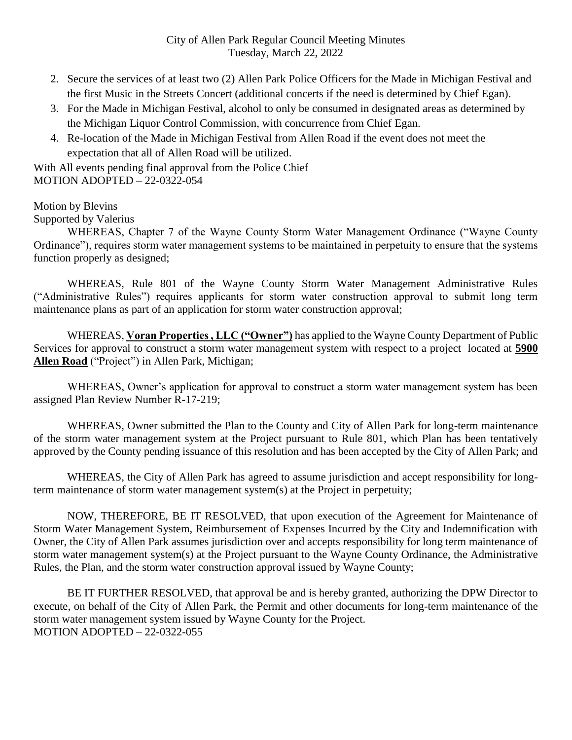2. Secure the services of at least two (2) Allen Park Police Officers for the Made in Michigan Festival and the first Music in the Streets Concert (additional concerts if the need is determined by Chief Egan).
3. For the Made in Michigan Festival, alcohol to only be consumed in designated areas as determined by the Michigan Liquor Control Commission, with concurrence from Chief Egan.
4. Re-location of the Made in Michigan Festival from Allen Road if the event does not meet the expectation that all of Allen Road will be utilized.

With All events pending final approval from the Police Chief
MOTION ADOPTED – 22-0322-054

Motion by Blevins
Supported by Valerius

WHEREAS, Chapter 7 of the Wayne County Storm Water Management Ordinance ("Wayne County Ordinance"), requires storm water management systems to be maintained in perpetuity to ensure that the systems function properly as designed;

WHEREAS, Rule 801 of the Wayne County Storm Water Management Administrative Rules ("Administrative Rules") requires applicants for storm water construction approval to submit long term maintenance plans as part of an application for storm water construction approval;

WHEREAS, **Voran Properties , LLC ("Owner")** has applied to the Wayne County Department of Public Services for approval to construct a storm water management system with respect to a project located at **5900 Allen Road** ("Project") in Allen Park, Michigan;

WHEREAS, Owner's application for approval to construct a storm water management system has been assigned Plan Review Number R-17-219;

WHEREAS, Owner submitted the Plan to the County and City of Allen Park for long-term maintenance of the storm water management system at the Project pursuant to Rule 801, which Plan has been tentatively approved by the County pending issuance of this resolution and has been accepted by the City of Allen Park; and

WHEREAS, the City of Allen Park has agreed to assume jurisdiction and accept responsibility for long-term maintenance of storm water management system(s) at the Project in perpetuity;

NOW, THEREFORE, BE IT RESOLVED, that upon execution of the Agreement for Maintenance of Storm Water Management System, Reimbursement of Expenses Incurred by the City and Indemnification with Owner, the City of Allen Park assumes jurisdiction over and accepts responsibility for long term maintenance of storm water management system(s) at the Project pursuant to the Wayne County Ordinance, the Administrative Rules, the Plan, and the storm water construction approval issued by Wayne County;

BE IT FURTHER RESOLVED, that approval be and is hereby granted, authorizing the DPW Director to execute, on behalf of the City of Allen Park, the Permit and other documents for long-term maintenance of the storm water management system issued by Wayne County for the Project.
MOTION ADOPTED – 22-0322-055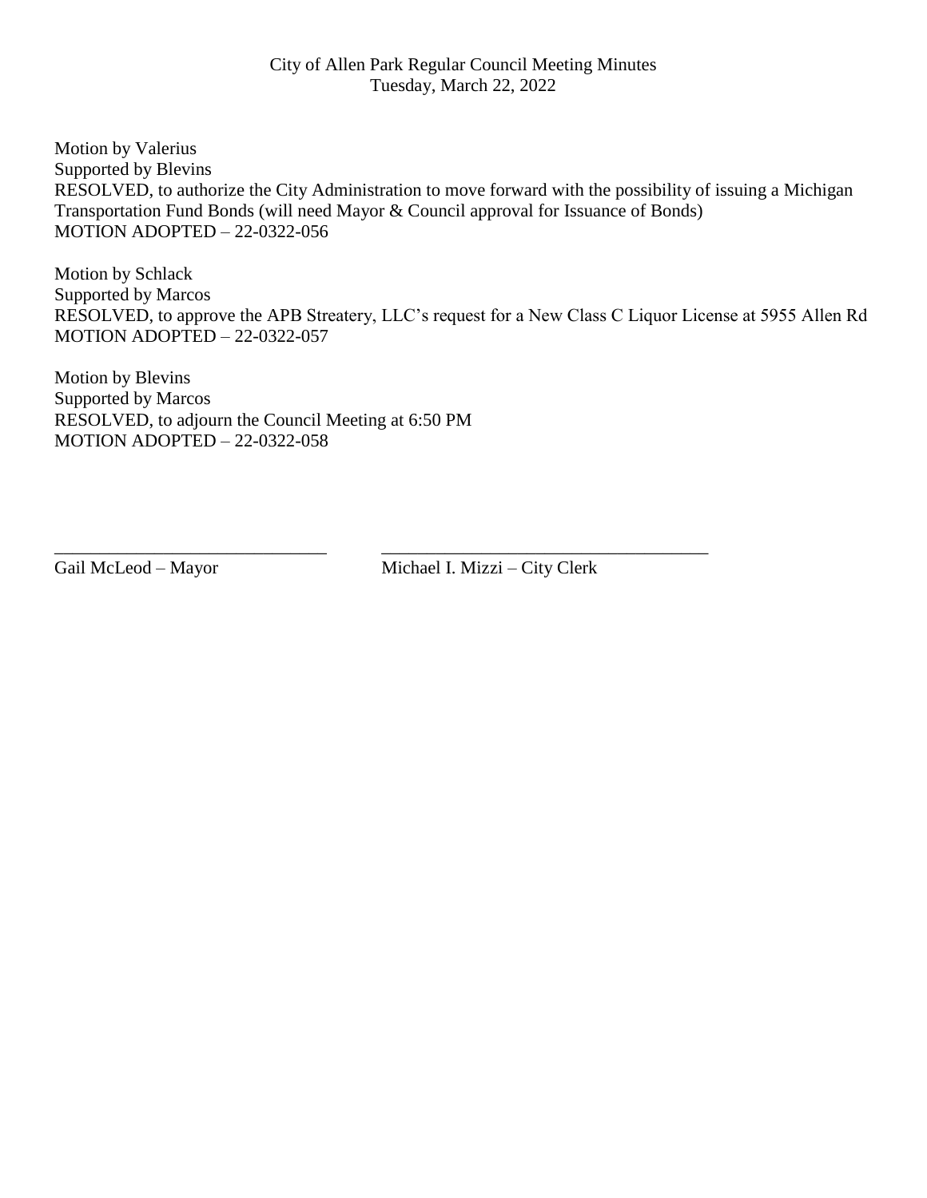City of Allen Park Regular Council Meeting Minutes
Tuesday, March 22, 2022

Motion by Valerius
Supported by Blevins
RESOLVED, to authorize the City Administration to move forward with the possibility of issuing a Michigan Transportation Fund Bonds (will need Mayor & Council approval for Issuance of Bonds)
MOTION ADOPTED – 22-0322-056

Motion by Schlack
Supported by Marcos
RESOLVED, to approve the APB Streatery, LLC's request for a New Class C Liquor License at 5955 Allen Rd
MOTION ADOPTED – 22-0322-057

Motion by Blevins
Supported by Marcos
RESOLVED, to adjourn the Council Meeting at 6:50 PM
MOTION ADOPTED – 22-0322-058

\_\_\_\_\_\_\_\_\_\_\_\_\_\_\_\_\_\_\_\_\_\_\_\_\_\_\_\_\_\_ \_\_\_\_\_\_\_\_\_\_\_\_\_\_\_\_\_\_\_\_\_\_\_\_\_\_\_\_\_\_\_\_\_\_\_\_

Gail McLeod – Mayor Michael I. Mizzi – City Clerk